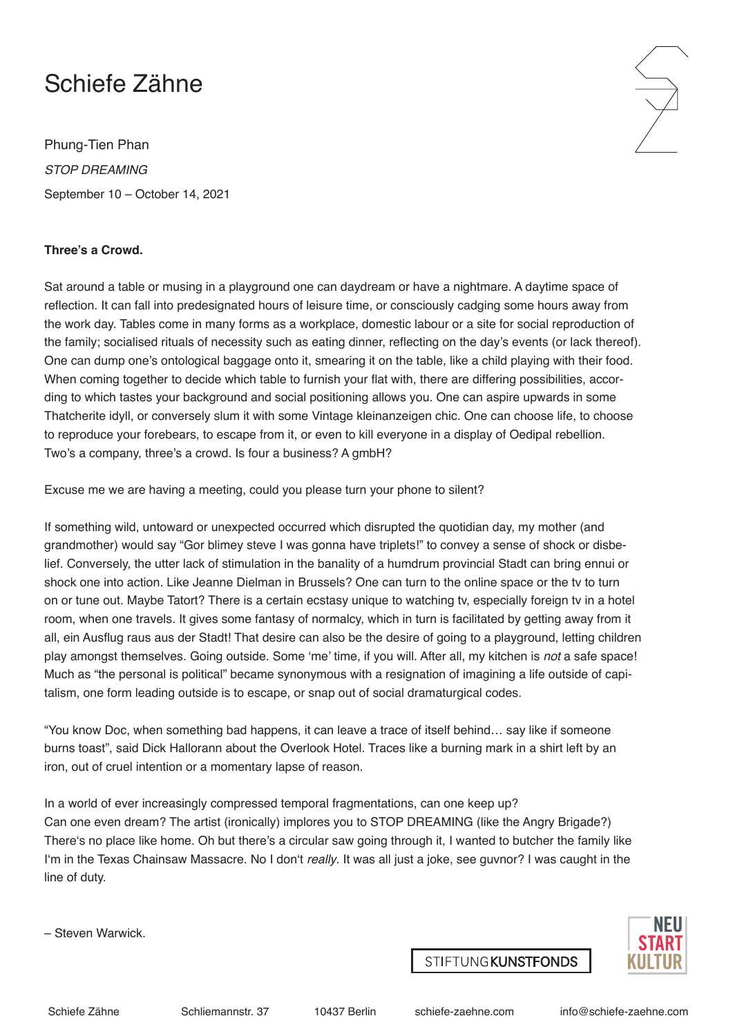# Schiefe Zähne

Phung-Tien Phan

*STOP DREAMING*

September 10 – October 14, 2021

**Three's a Crowd.**

Sat around a table or musing in a playground one can daydream or have a nightmare. A daytime space of reflection. It can fall into predesignated hours of leisure time, or consciously cadging some hours away from the work day. Tables come in many forms as a workplace, domestic labour or a site for social reproduction of the family; socialised rituals of necessity such as eating dinner, reflecting on the day's events (or lack thereof). One can dump one's ontological baggage onto it, smearing it on the table, like a child playing with their food. When coming together to decide which table to furnish your flat with, there are differing possibilities, according to which tastes your background and social positioning allows you. One can aspire upwards in some Thatcherite idyll, or conversely slum it with some Vintage kleinanzeigen chic. One can choose life, to choose to reproduce your forebears, to escape from it, or even to kill everyone in a display of Oedipal rebellion. Two's a company, three's a crowd. Is four a business? A gmbH?

Excuse me we are having a meeting, could you please turn your phone to silent?

If something wild, untoward or unexpected occurred which disrupted the quotidian day, my mother (and grandmother) would say "Gor blimey steve I was gonna have triplets!" to convey a sense of shock or disbelief. Conversely, the utter lack of stimulation in the banality of a humdrum provincial Stadt can bring ennui or shock one into action. Like Jeanne Dielman in Brussels? One can turn to the online space or the tv to turn on or tune out. Maybe Tatort? There is a certain ecstasy unique to watching tv, especially foreign tv in a hotel room, when one travels. It gives some fantasy of normalcy, which in turn is facilitated by getting away from it all, ein Ausflug raus aus der Stadt! That desire can also be the desire of going to a playground, letting children play amongst themselves. Going outside. Some 'me' time, if you will. After all, my kitchen is *not* a safe space! Much as "the personal is political" became synonymous with a resignation of imagining a life outside of capitalism, one form leading outside is to escape, or snap out of social dramaturgical codes.

"You know Doc, when something bad happens, it can leave a trace of itself behind… say like if someone burns toast", said Dick Hallorann about the Overlook Hotel. Traces like a burning mark in a shirt left by an iron, out of cruel intention or a momentary lapse of reason.

In a world of ever increasingly compressed temporal fragmentations, can one keep up?
Can one even dream? The artist (ironically) implores you to STOP DREAMING (like the Angry Brigade?) There's no place like home. Oh but there's a circular saw going through it, I wanted to butcher the family like I'm in the Texas Chainsaw Massacre. No I don't *really*. It was all just a joke, see guvnor? I was caught in the line of duty.

– Steven Warwick.

STIFTUNG KUNSTFONDS

NEU START KULTUR

Schiefe Zähne | Schliemannstr. 37 | 10437 Berlin | schiefe-zaehne.com | info@schiefe-zaehne.com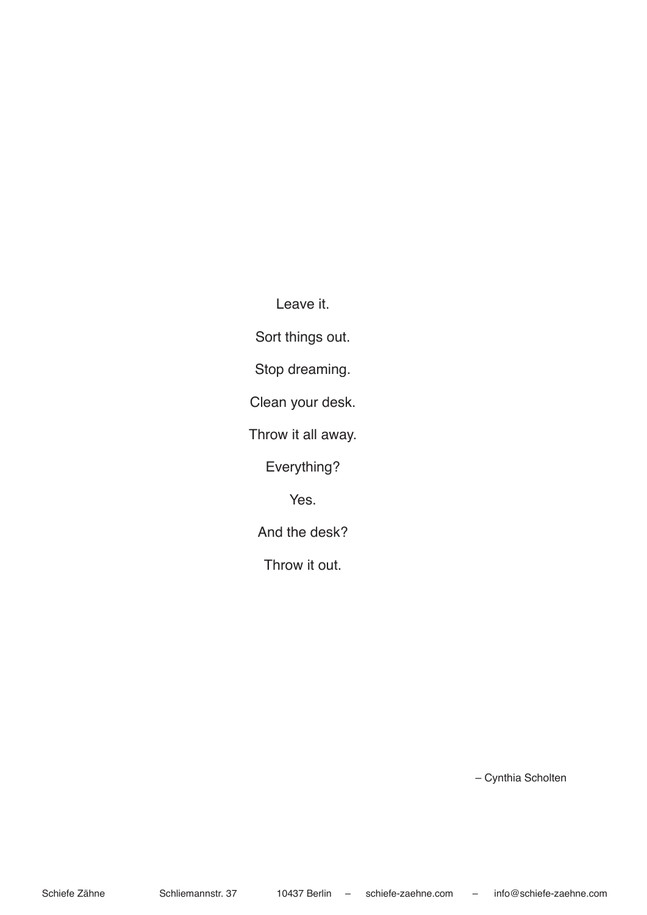Leave it.

Sort things out.

Stop dreaming.

Clean your desk.

Throw it all away.

Everything?

Yes.

And the desk?

Throw it out.

– Cynthia Scholten